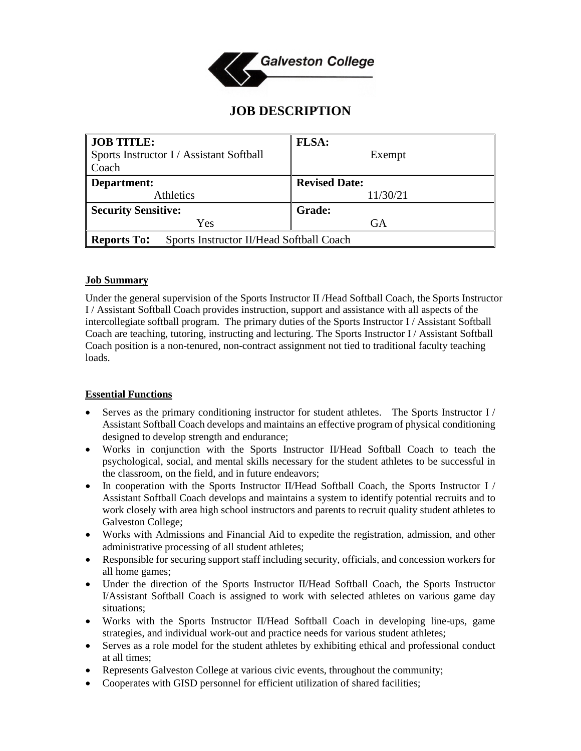Galveston College

# JOB DESCRIPTION

| **JOB TITLE:** Sports Instructor I / Assistant Softball Coach | **FLSA:** Exempt |
|---|---|
| **Department:** Athletics | **Revised Date:** 11/30/21 |
| **Security Sensitive:** Yes | **Grade:** GA |
| **Reports To:** Sports Instructor II/Head Softball Coach | |

## Job Summary

Under the general supervision of the Sports Instructor II /Head Softball Coach, the Sports Instructor I / Assistant Softball Coach provides instruction, support and assistance with all aspects of the intercollegiate softball program. The primary duties of the Sports Instructor I / Assistant Softball Coach are teaching, tutoring, instructing and lecturing. The Sports Instructor I / Assistant Softball Coach position is a non-tenured, non-contract assignment not tied to traditional faculty teaching loads.

## Essential Functions

- Serves as the primary conditioning instructor for student athletes. The Sports Instructor I / Assistant Softball Coach develops and maintains an effective program of physical conditioning designed to develop strength and endurance;
- Works in conjunction with the Sports Instructor II/Head Softball Coach to teach the psychological, social, and mental skills necessary for the student athletes to be successful in the classroom, on the field, and in future endeavors;
- In cooperation with the Sports Instructor II/Head Softball Coach, the Sports Instructor I / Assistant Softball Coach develops and maintains a system to identify potential recruits and to work closely with area high school instructors and parents to recruit quality student athletes to Galveston College;
- Works with Admissions and Financial Aid to expedite the registration, admission, and other administrative processing of all student athletes;
- Responsible for securing support staff including security, officials, and concession workers for all home games;
- Under the direction of the Sports Instructor II/Head Softball Coach, the Sports Instructor I/Assistant Softball Coach is assigned to work with selected athletes on various game day situations;
- Works with the Sports Instructor II/Head Softball Coach in developing line-ups, game strategies, and individual work-out and practice needs for various student athletes;
- Serves as a role model for the student athletes by exhibiting ethical and professional conduct at all times;
- Represents Galveston College at various civic events, throughout the community;
- Cooperates with GISD personnel for efficient utilization of shared facilities;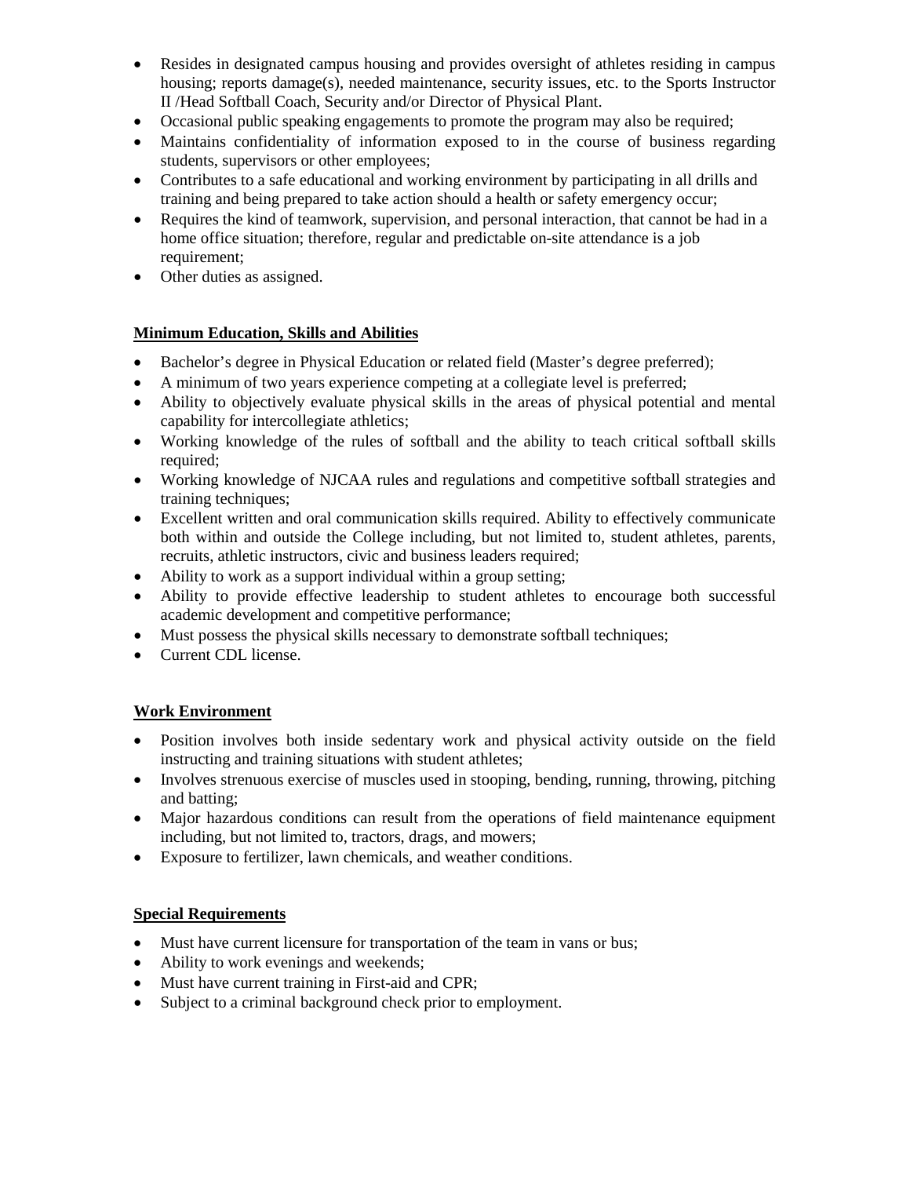- Resides in designated campus housing and provides oversight of athletes residing in campus housing; reports damage(s), needed maintenance, security issues, etc. to the Sports Instructor II /Head Softball Coach, Security and/or Director of Physical Plant.
- Occasional public speaking engagements to promote the program may also be required;
- Maintains confidentiality of information exposed to in the course of business regarding students, supervisors or other employees;
- Contributes to a safe educational and working environment by participating in all drills and training and being prepared to take action should a health or safety emergency occur;
- Requires the kind of teamwork, supervision, and personal interaction, that cannot be had in a home office situation; therefore, regular and predictable on-site attendance is a job requirement;
- Other duties as assigned.

**Minimum Education, Skills and Abilities**

- Bachelor's degree in Physical Education or related field (Master's degree preferred);
- A minimum of two years experience competing at a collegiate level is preferred;
- Ability to objectively evaluate physical skills in the areas of physical potential and mental capability for intercollegiate athletics;
- Working knowledge of the rules of softball and the ability to teach critical softball skills required;
- Working knowledge of NJCAA rules and regulations and competitive softball strategies and training techniques;
- Excellent written and oral communication skills required. Ability to effectively communicate both within and outside the College including, but not limited to, student athletes, parents, recruits, athletic instructors, civic and business leaders required;
- Ability to work as a support individual within a group setting;
- Ability to provide effective leadership to student athletes to encourage both successful academic development and competitive performance;
- Must possess the physical skills necessary to demonstrate softball techniques;
- Current CDL license.

**Work Environment**

- Position involves both inside sedentary work and physical activity outside on the field instructing and training situations with student athletes;
- Involves strenuous exercise of muscles used in stooping, bending, running, throwing, pitching and batting;
- Major hazardous conditions can result from the operations of field maintenance equipment including, but not limited to, tractors, drags, and mowers;
- Exposure to fertilizer, lawn chemicals, and weather conditions.

**Special Requirements**

- Must have current licensure for transportation of the team in vans or bus;
- Ability to work evenings and weekends;
- Must have current training in First-aid and CPR;
- Subject to a criminal background check prior to employment.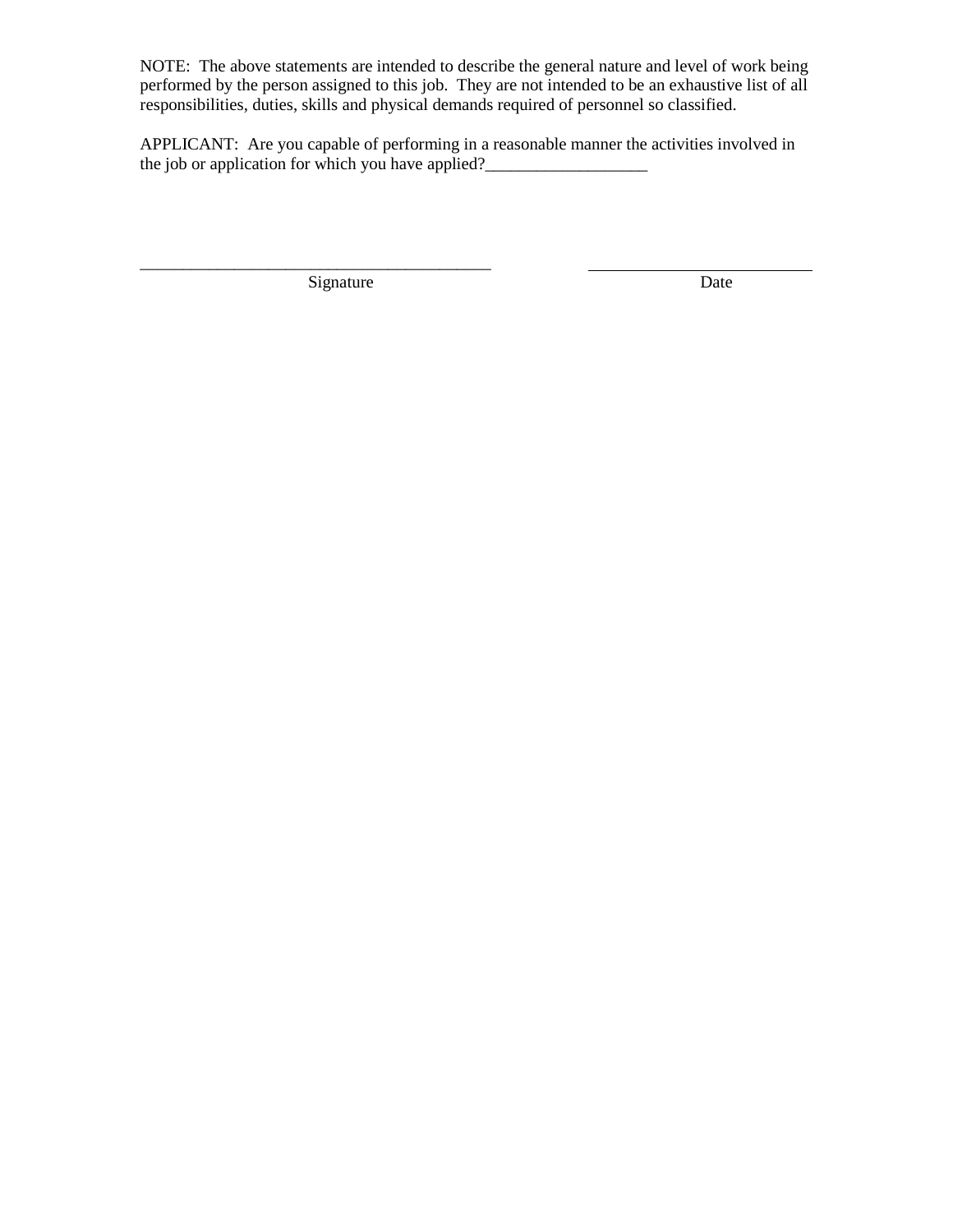NOTE: The above statements are intended to describe the general nature and level of work being performed by the person assigned to this job. They are not intended to be an exhaustive list of all responsibilities, duties, skills and physical demands required of personnel so classified.

APPLICANT: Are you capable of performing in a reasonable manner the activities involved in the job or application for which you have applied?___________________

_____________________________________________ ____________________________

Signature Date